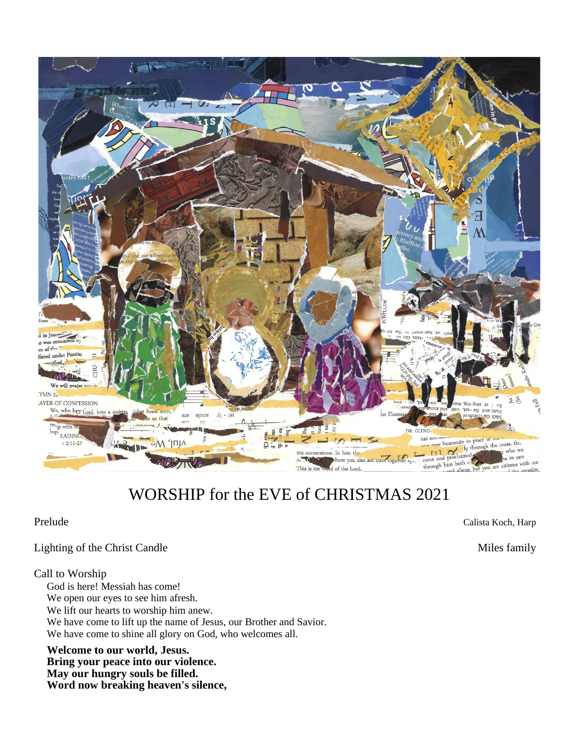# WORSHIP for the EVE of CHRISTMAS 2021

Prelude Calista Koch, Harp

Lighting of the Christ Candle Miles family

Call to Worship

God is here! Messiah has come!
We open our eyes to see him afresh.
We lift our hearts to worship him anew.
We have come to lift up the name of Jesus, our Brother and Savior.
We have come to shine all glory on God, who welcomes all.

**Welcome to our world, Jesus.**
**Bring your peace into our violence.**
**May our hungry souls be filled.**
**Word now breaking heaven's silence,**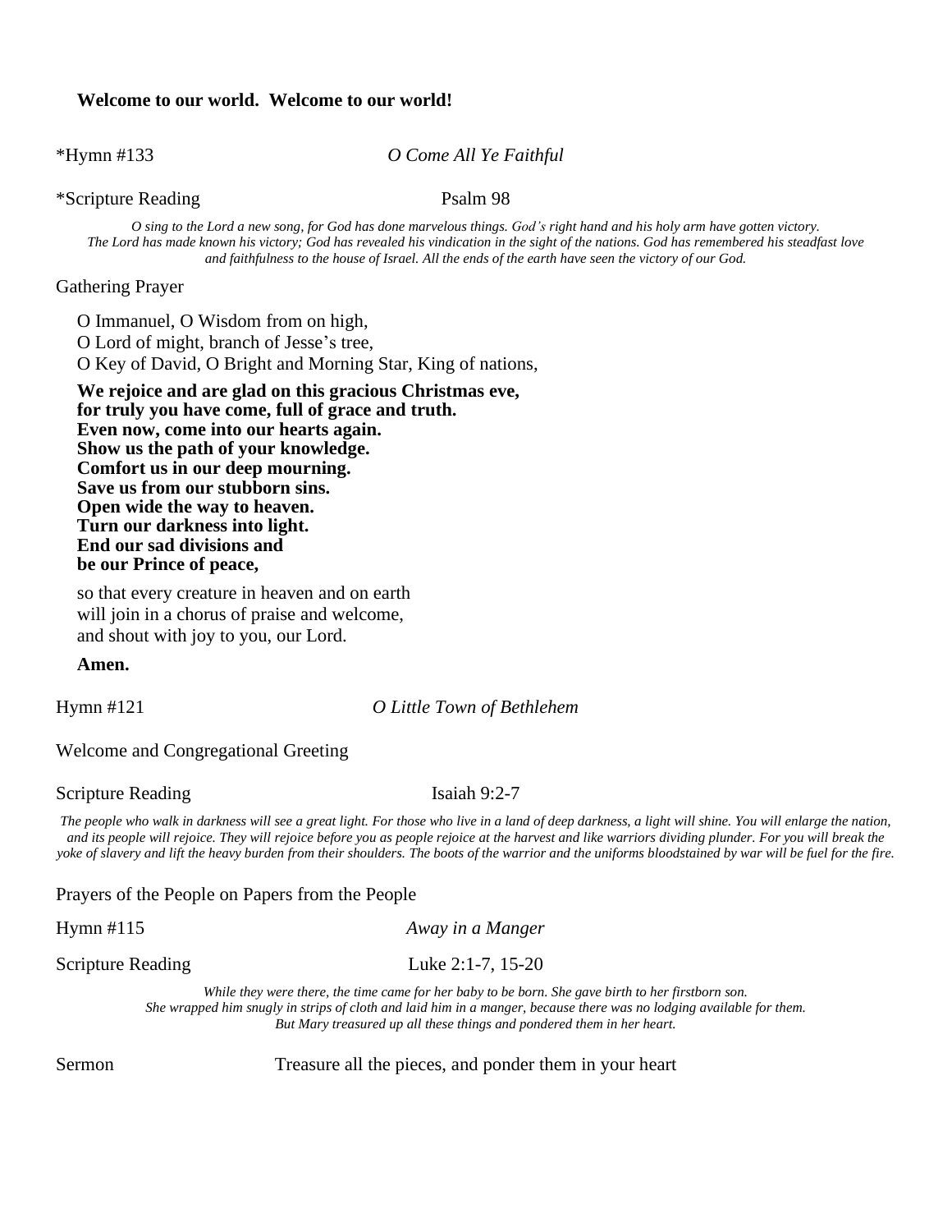**Welcome to our world. Welcome to our world!**

*Hymn #133 *O Come All Ye Faithful*

*Scripture Reading Psalm 98

*O sing to the Lord a new song, for God has done marvelous things. God's right hand and his holy arm have gotten victory. The Lord has made known his victory; God has revealed his vindication in the sight of the nations. God has remembered his steadfast love and faithfulness to the house of Israel. All the ends of the earth have seen the victory of our God.*

Gathering Prayer

O Immanuel, O Wisdom from on high,
O Lord of might, branch of Jesse's tree,
O Key of David, O Bright and Morning Star, King of nations,

**We rejoice and are glad on this gracious Christmas eve,
for truly you have come, full of grace and truth.
Even now, come into our hearts again.
Show us the path of your knowledge.
Comfort us in our deep mourning.
Save us from our stubborn sins.
Open wide the way to heaven.
Turn our darkness into light.
End our sad divisions and
be our Prince of peace,**

so that every creature in heaven and on earth
will join in a chorus of praise and welcome,
and shout with joy to you, our Lord.

**Amen.**

Hymn #121 *O Little Town of Bethlehem*

Welcome and Congregational Greeting

Scripture Reading Isaiah 9:2-7

*The people who walk in darkness will see a great light. For those who live in a land of deep darkness, a light will shine. You will enlarge the nation, and its people will rejoice. They will rejoice before you as people rejoice at the harvest and like warriors dividing plunder. For you will break the yoke of slavery and lift the heavy burden from their shoulders. The boots of the warrior and the uniforms bloodstained by war will be fuel for the fire.*

Prayers of the People on Papers from the People

Hymn #115 *Away in a Manger*

Scripture Reading Luke 2:1-7, 15-20

*While they were there, the time came for her baby to be born. She gave birth to her firstborn son. She wrapped him snugly in strips of cloth and laid him in a manger, because there was no lodging available for them. But Mary treasured up all these things and pondered them in her heart.*

Sermon Treasure all the pieces, and ponder them in your heart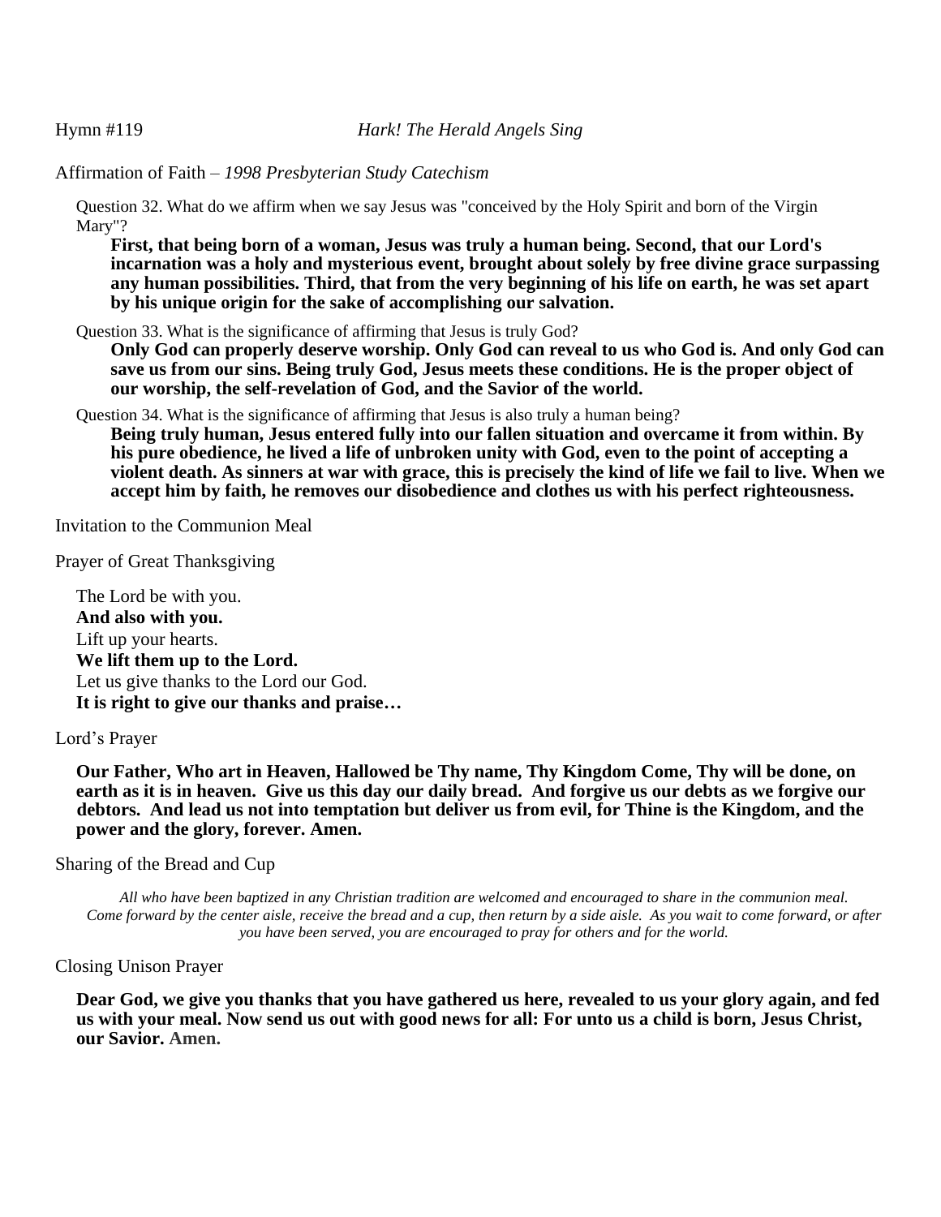Hymn #119 *Hark! The Herald Angels Sing*

Affirmation of Faith – *1998 Presbyterian Study Catechism*

Question 32. What do we affirm when we say Jesus was "conceived by the Holy Spirit and born of the Virgin Mary"?

**First, that being born of a woman, Jesus was truly a human being. Second, that our Lord's incarnation was a holy and mysterious event, brought about solely by free divine grace surpassing any human possibilities. Third, that from the very beginning of his life on earth, he was set apart by his unique origin for the sake of accomplishing our salvation.**

Question 33. What is the significance of affirming that Jesus is truly God?

**Only God can properly deserve worship. Only God can reveal to us who God is. And only God can save us from our sins. Being truly God, Jesus meets these conditions. He is the proper object of our worship, the self-revelation of God, and the Savior of the world.**

Question 34. What is the significance of affirming that Jesus is also truly a human being?

**Being truly human, Jesus entered fully into our fallen situation and overcame it from within. By his pure obedience, he lived a life of unbroken unity with God, even to the point of accepting a violent death. As sinners at war with grace, this is precisely the kind of life we fail to live. When we accept him by faith, he removes our disobedience and clothes us with his perfect righteousness.**

Invitation to the Communion Meal

Prayer of Great Thanksgiving

The Lord be with you.
**And also with you.**
Lift up your hearts.
**We lift them up to the Lord.**
Let us give thanks to the Lord our God.
**It is right to give our thanks and praise…**

Lord's Prayer

**Our Father, Who art in Heaven, Hallowed be Thy name, Thy Kingdom Come, Thy will be done, on earth as it is in heaven. Give us this day our daily bread. And forgive us our debts as we forgive our debtors. And lead us not into temptation but deliver us from evil, for Thine is the Kingdom, and the power and the glory, forever. Amen.**

Sharing of the Bread and Cup

*All who have been baptized in any Christian tradition are welcomed and encouraged to share in the communion meal. Come forward by the center aisle, receive the bread and a cup, then return by a side aisle. As you wait to come forward, or after you have been served, you are encouraged to pray for others and for the world.*

Closing Unison Prayer

**Dear God, we give you thanks that you have gathered us here, revealed to us your glory again, and fed us with your meal. Now send us out with good news for all: For unto us a child is born, Jesus Christ, our Savior. Amen.**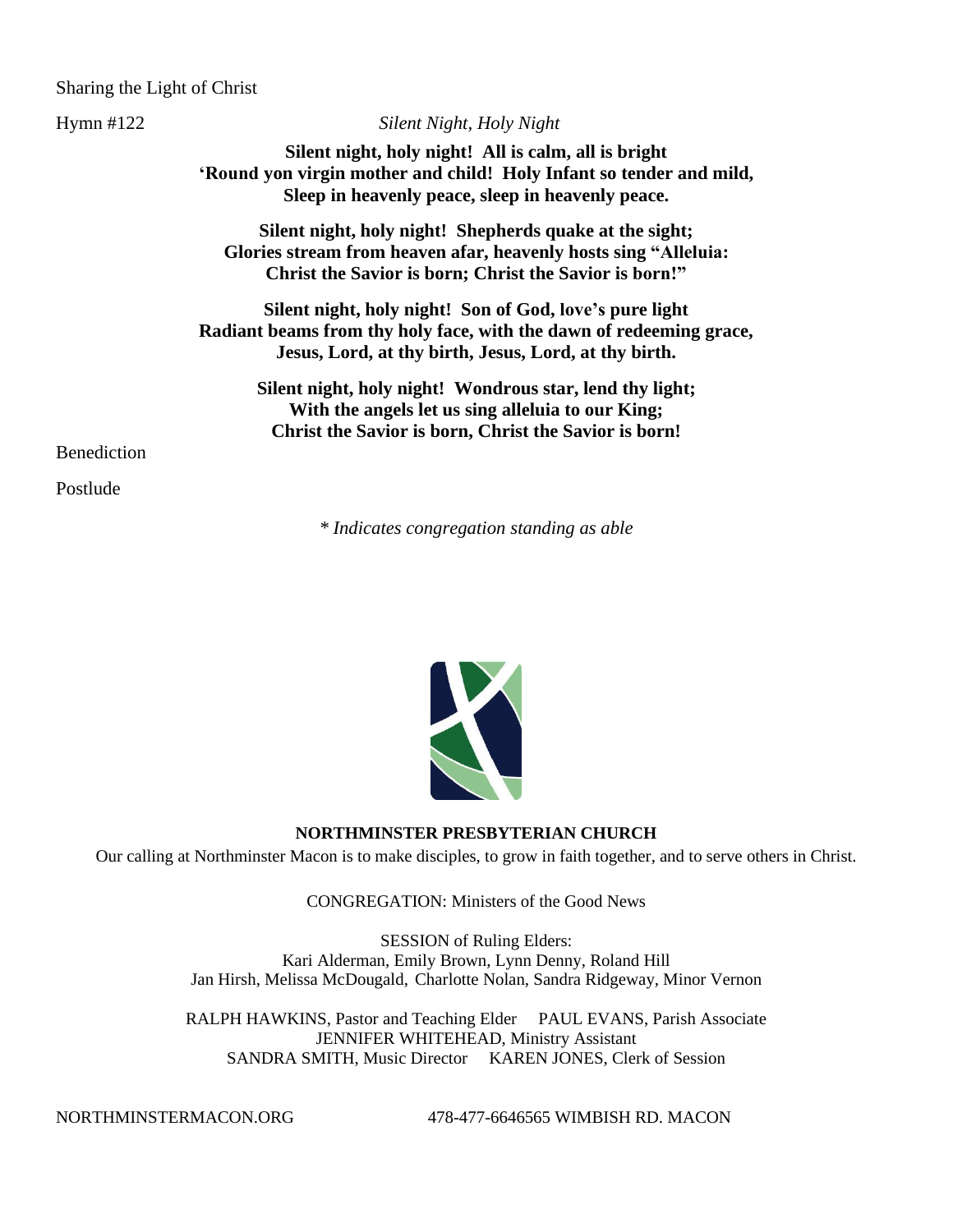Sharing the Light of Christ

Hymn #122 *Silent Night, Holy Night*

**Silent night, holy night! All is calm, all is bright**
**'Round yon virgin mother and child! Holy Infant so tender and mild,**
**Sleep in heavenly peace, sleep in heavenly peace.**

**Silent night, holy night! Shepherds quake at the sight;**
**Glories stream from heaven afar, heavenly hosts sing "Alleluia:**
**Christ the Savior is born; Christ the Savior is born!"**

**Silent night, holy night! Son of God, love's pure light**
**Radiant beams from thy holy face, with the dawn of redeeming grace,**
**Jesus, Lord, at thy birth, Jesus, Lord, at thy birth.**

**Silent night, holy night! Wondrous star, lend thy light;**
**With the angels let us sing alleluia to our King;**
**Christ the Savior is born, Christ the Savior is born!**

Benediction

Postlude

*\* Indicates congregation standing as able*

**NORTHMINSTER PRESBYTERIAN CHURCH**

Our calling at Northminster Macon is to make disciples, to grow in faith together, and to serve others in Christ.

CONGREGATION: Ministers of the Good News

SESSION of Ruling Elders:
Kari Alderman, Emily Brown, Lynn Denny, Roland Hill
Jan Hirsh, Melissa McDougald, Charlotte Nolan, Sandra Ridgeway, Minor Vernon

RALPH HAWKINS, Pastor and Teaching Elder PAUL EVANS, Parish Associate
JENNIFER WHITEHEAD, Ministry Assistant
SANDRA SMITH, Music Director KAREN JONES, Clerk of Session

NORTHMINSTERMACON.ORG 478-477-6646565 WIMBISH RD. MACON